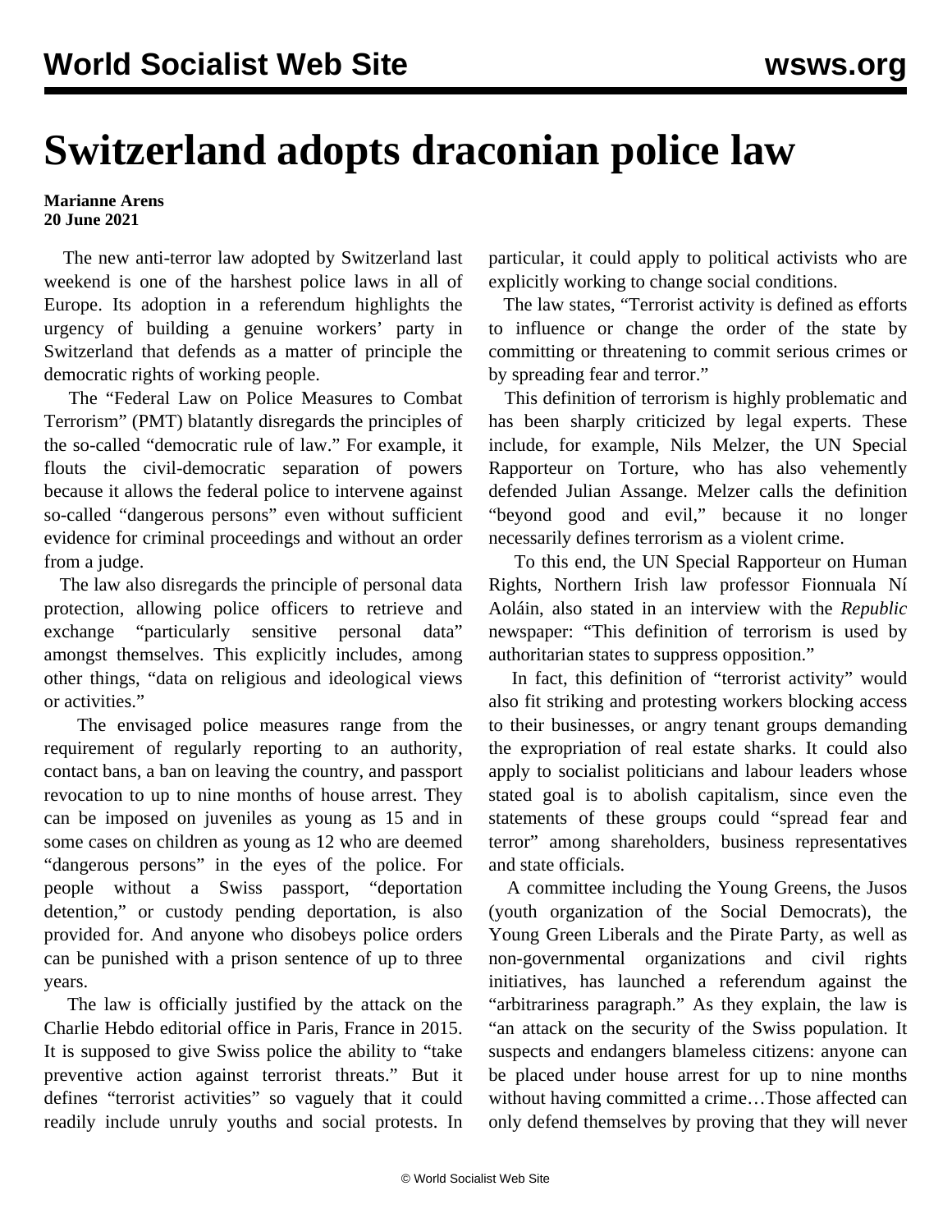# Switzerland adopts draconian police law

**Marianne Arens**
**20 June 2021**

The new anti-terror law adopted by Switzerland last weekend is one of the harshest police laws in all of Europe. Its adoption in a referendum highlights the urgency of building a genuine workers' party in Switzerland that defends as a matter of principle the democratic rights of working people.

The "Federal Law on Police Measures to Combat Terrorism" (PMT) blatantly disregards the principles of the so-called "democratic rule of law." For example, it flouts the civil-democratic separation of powers because it allows the federal police to intervene against so-called "dangerous persons" even without sufficient evidence for criminal proceedings and without an order from a judge.

The law also disregards the principle of personal data protection, allowing police officers to retrieve and exchange "particularly sensitive personal data" amongst themselves. This explicitly includes, among other things, "data on religious and ideological views or activities."

The envisaged police measures range from the requirement of regularly reporting to an authority, contact bans, a ban on leaving the country, and passport revocation to up to nine months of house arrest. They can be imposed on juveniles as young as 15 and in some cases on children as young as 12 who are deemed "dangerous persons" in the eyes of the police. For people without a Swiss passport, "deportation detention," or custody pending deportation, is also provided for. And anyone who disobeys police orders can be punished with a prison sentence of up to three years.

The law is officially justified by the attack on the Charlie Hebdo editorial office in Paris, France in 2015. It is supposed to give Swiss police the ability to "take preventive action against terrorist threats." But it defines "terrorist activities" so vaguely that it could readily include unruly youths and social protests. In particular, it could apply to political activists who are explicitly working to change social conditions.

The law states, "Terrorist activity is defined as efforts to influence or change the order of the state by committing or threatening to commit serious crimes or by spreading fear and terror."

This definition of terrorism is highly problematic and has been sharply criticized by legal experts. These include, for example, Nils Melzer, the UN Special Rapporteur on Torture, who has also vehemently defended Julian Assange. Melzer calls the definition "beyond good and evil," because it no longer necessarily defines terrorism as a violent crime.

To this end, the UN Special Rapporteur on Human Rights, Northern Irish law professor Fionnuala Ní Aoláin, also stated in an interview with the *Republic* newspaper: "This definition of terrorism is used by authoritarian states to suppress opposition."

In fact, this definition of "terrorist activity" would also fit striking and protesting workers blocking access to their businesses, or angry tenant groups demanding the expropriation of real estate sharks. It could also apply to socialist politicians and labour leaders whose stated goal is to abolish capitalism, since even the statements of these groups could "spread fear and terror" among shareholders, business representatives and state officials.

A committee including the Young Greens, the Jusos (youth organization of the Social Democrats), the Young Green Liberals and the Pirate Party, as well as non-governmental organizations and civil rights initiatives, has launched a referendum against the "arbitrariness paragraph." As they explain, the law is "an attack on the security of the Swiss population. It suspects and endangers blameless citizens: anyone can be placed under house arrest for up to nine months without having committed a crime…Those affected can only defend themselves by proving that they will never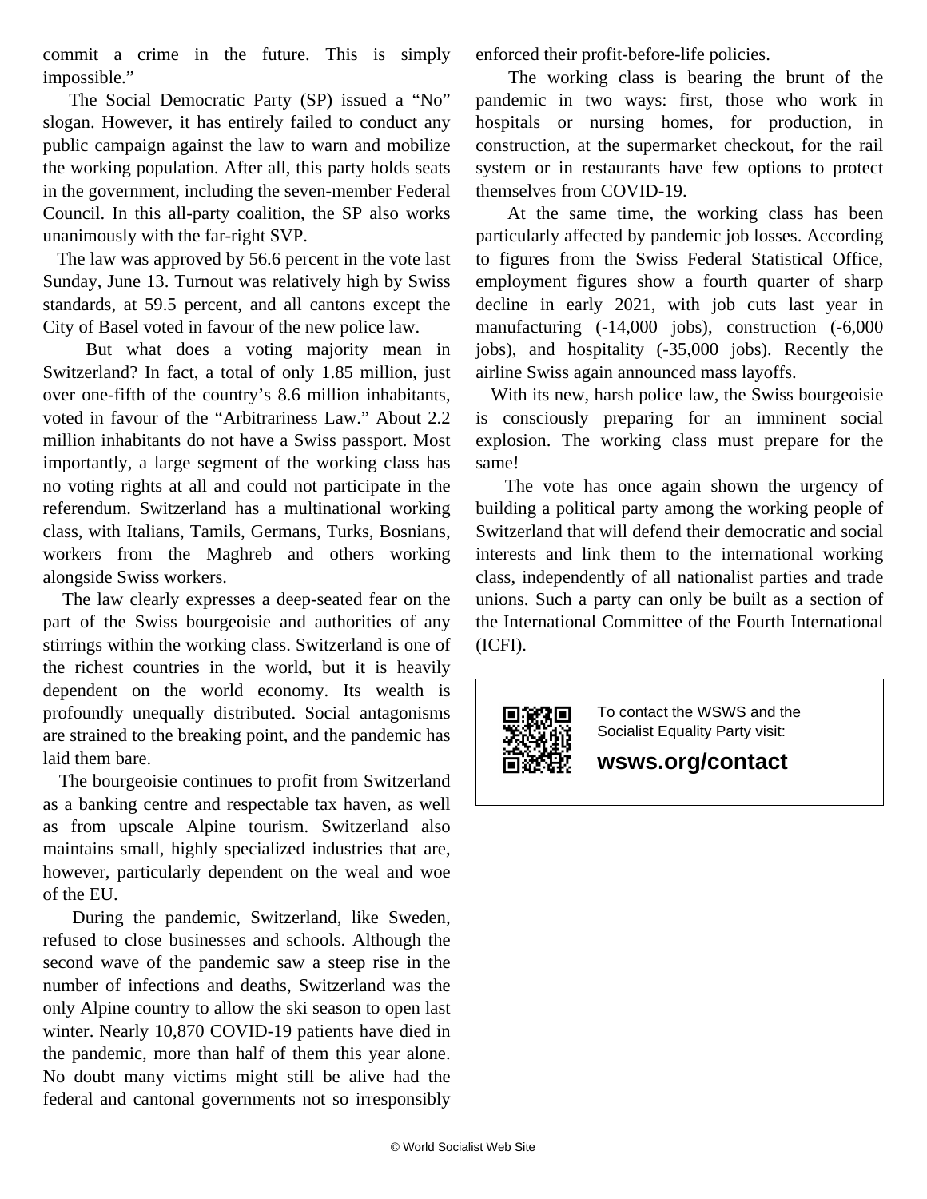commit a crime in the future. This is simply impossible."

The Social Democratic Party (SP) issued a "No" slogan. However, it has entirely failed to conduct any public campaign against the law to warn and mobilize the working population. After all, this party holds seats in the government, including the seven-member Federal Council. In this all-party coalition, the SP also works unanimously with the far-right SVP.

The law was approved by 56.6 percent in the vote last Sunday, June 13. Turnout was relatively high by Swiss standards, at 59.5 percent, and all cantons except the City of Basel voted in favour of the new police law.

But what does a voting majority mean in Switzerland? In fact, a total of only 1.85 million, just over one-fifth of the country's 8.6 million inhabitants, voted in favour of the "Arbitrariness Law." About 2.2 million inhabitants do not have a Swiss passport. Most importantly, a large segment of the working class has no voting rights at all and could not participate in the referendum. Switzerland has a multinational working class, with Italians, Tamils, Germans, Turks, Bosnians, workers from the Maghreb and others working alongside Swiss workers.

The law clearly expresses a deep-seated fear on the part of the Swiss bourgeoisie and authorities of any stirrings within the working class. Switzerland is one of the richest countries in the world, but it is heavily dependent on the world economy. Its wealth is profoundly unequally distributed. Social antagonisms are strained to the breaking point, and the pandemic has laid them bare.

The bourgeoisie continues to profit from Switzerland as a banking centre and respectable tax haven, as well as from upscale Alpine tourism. Switzerland also maintains small, highly specialized industries that are, however, particularly dependent on the weal and woe of the EU.

During the pandemic, Switzerland, like Sweden, refused to close businesses and schools. Although the second wave of the pandemic saw a steep rise in the number of infections and deaths, Switzerland was the only Alpine country to allow the ski season to open last winter. Nearly 10,870 COVID-19 patients have died in the pandemic, more than half of them this year alone. No doubt many victims might still be alive had the federal and cantonal governments not so irresponsibly enforced their profit-before-life policies.

The working class is bearing the brunt of the pandemic in two ways: first, those who work in hospitals or nursing homes, for production, in construction, at the supermarket checkout, for the rail system or in restaurants have few options to protect themselves from COVID-19.

At the same time, the working class has been particularly affected by pandemic job losses. According to figures from the Swiss Federal Statistical Office, employment figures show a fourth quarter of sharp decline in early 2021, with job cuts last year in manufacturing (-14,000 jobs), construction (-6,000 jobs), and hospitality (-35,000 jobs). Recently the airline Swiss again announced mass layoffs.

With its new, harsh police law, the Swiss bourgeoisie is consciously preparing for an imminent social explosion. The working class must prepare for the same!

The vote has once again shown the urgency of building a political party among the working people of Switzerland that will defend their democratic and social interests and link them to the international working class, independently of all nationalist parties and trade unions. Such a party can only be built as a section of the International Committee of the Fourth International (ICFI).

To contact the WSWS and the Socialist Equality Party visit:

**wsws.org/contact**